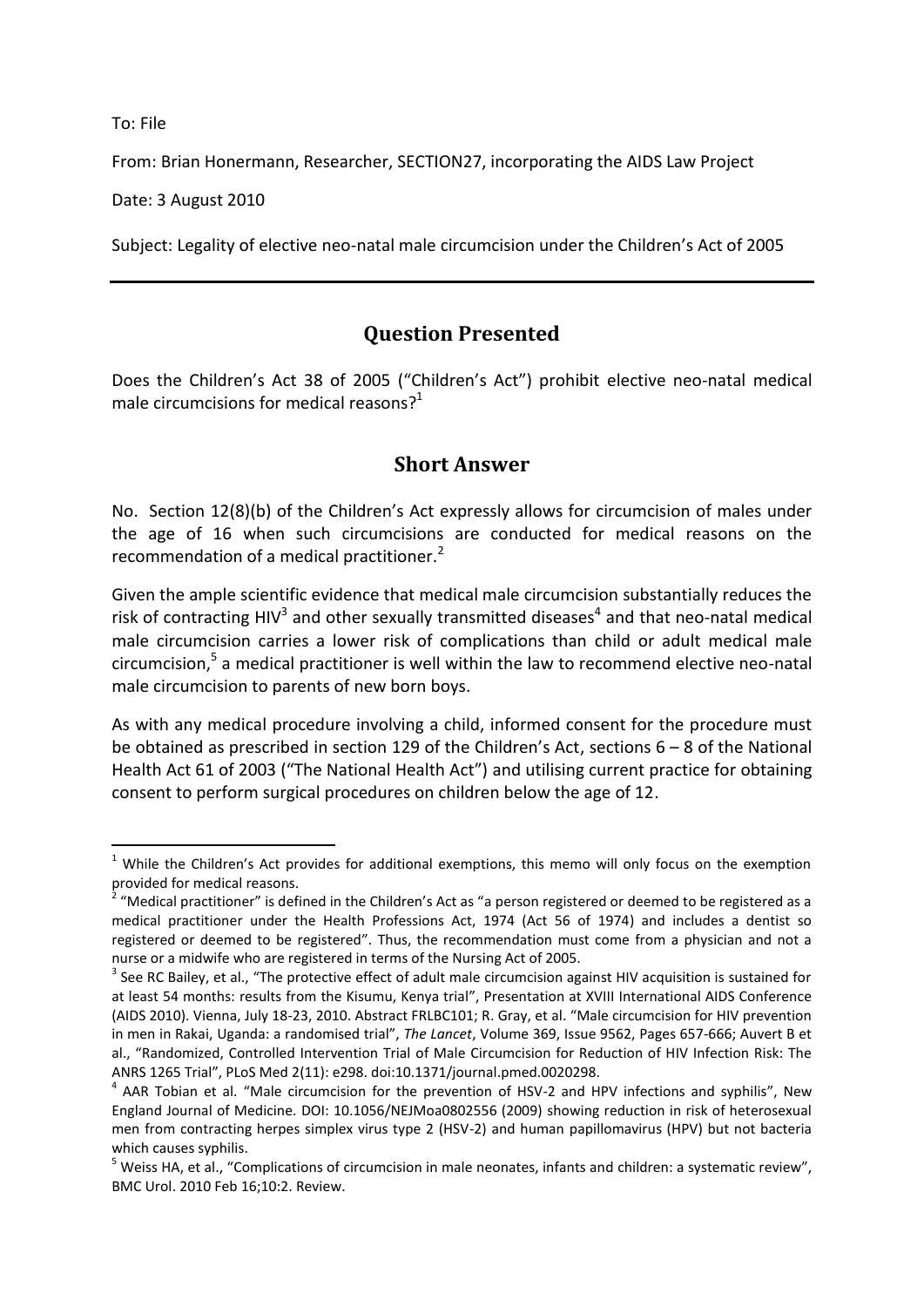To: File

From: Brian Honermann, Researcher, SECTION27, incorporating the AIDS Law Project

Date: 3 August 2010

Subject: Legality of elective neo-natal male circumcision under the Children's Act of 2005

---

## Question Presented

Does the Children's Act 38 of 2005 ("Children's Act") prohibit elective neo-natal medical male circumcisions for medical reasons?[1]

## Short Answer

No. Section 12(8)(b) of the Children's Act expressly allows for circumcision of males under the age of 16 when such circumcisions are conducted for medical reasons on the recommendation of a medical practitioner.[2]

Given the ample scientific evidence that medical male circumcision substantially reduces the risk of contracting HIV[3] and other sexually transmitted diseases[4] and that neo-natal medical male circumcision carries a lower risk of complications than child or adult medical male circumcision,[5] a medical practitioner is well within the law to recommend elective neo-natal male circumcision to parents of new born boys.

As with any medical procedure involving a child, informed consent for the procedure must be obtained as prescribed in section 129 of the Children's Act, sections 6 – 8 of the National Health Act 61 of 2003 ("The National Health Act") and utilising current practice for obtaining consent to perform surgical procedures on children below the age of 12.

---

[1] While the Children's Act provides for additional exemptions, this memo will only focus on the exemption provided for medical reasons.

[2] "Medical practitioner" is defined in the Children's Act as "a person registered or deemed to be registered as a medical practitioner under the Health Professions Act, 1974 (Act 56 of 1974) and includes a dentist so registered or deemed to be registered". Thus, the recommendation must come from a physician and not a nurse or a midwife who are registered in terms of the Nursing Act of 2005.

[3] See RC Bailey, et al., "The protective effect of adult male circumcision against HIV acquisition is sustained for at least 54 months: results from the Kisumu, Kenya trial", Presentation at XVIII International AIDS Conference (AIDS 2010). Vienna, July 18-23, 2010. Abstract FRLBC101; R. Gray, et al. "Male circumcision for HIV prevention in men in Rakai, Uganda: a randomised trial", *The Lancet*, Volume 369, Issue 9562, Pages 657-666; Auvert B et al., "Randomized, Controlled Intervention Trial of Male Circumcision for Reduction of HIV Infection Risk: The ANRS 1265 Trial", PLoS Med 2(11): e298. doi:10.1371/journal.pmed.0020298.

[4] AAR Tobian et al. "Male circumcision for the prevention of HSV-2 and HPV infections and syphilis", New England Journal of Medicine. DOI: 10.1056/NEJMoa0802556 (2009) showing reduction in risk of heterosexual men from contracting herpes simplex virus type 2 (HSV-2) and human papillomavirus (HPV) but not bacteria which causes syphilis.

[5] Weiss HA, et al., "Complications of circumcision in male neonates, infants and children: a systematic review", BMC Urol. 2010 Feb 16;10:2. Review.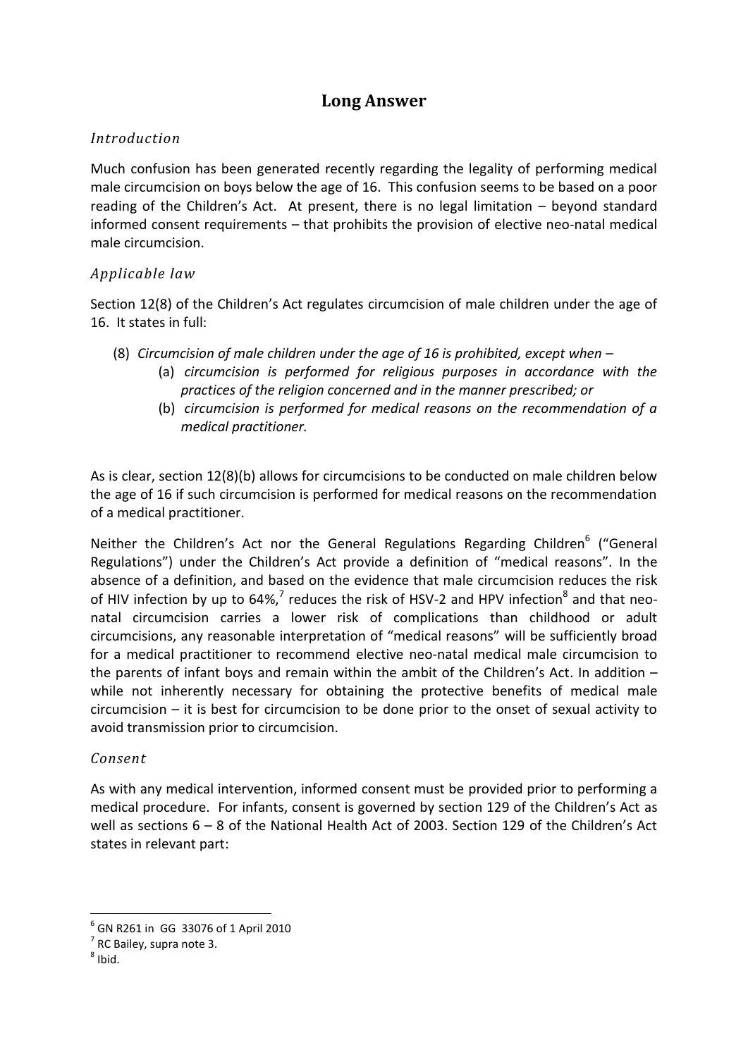# Long Answer

## *Introduction*

Much confusion has been generated recently regarding the legality of performing medical male circumcision on boys below the age of 16. This confusion seems to be based on a poor reading of the Children's Act. At present, there is no legal limitation – beyond standard informed consent requirements – that prohibits the provision of elective neo-natal medical male circumcision.

## *Applicable law*

Section 12(8) of the Children's Act regulates circumcision of male children under the age of 16. It states in full:

> (8) *Circumcision of male children under the age of 16 is prohibited, except when –*
> > (a) *circumcision is performed for religious purposes in accordance with the practices of the religion concerned and in the manner prescribed; or*
> >
> > (b) *circumcision is performed for medical reasons on the recommendation of a medical practitioner.*

As is clear, section 12(8)(b) allows for circumcisions to be conducted on male children below the age of 16 if such circumcision is performed for medical reasons on the recommendation of a medical practitioner.

Neither the Children's Act nor the General Regulations Regarding Children[6] ("General Regulations") under the Children's Act provide a definition of "medical reasons". In the absence of a definition, and based on the evidence that male circumcision reduces the risk of HIV infection by up to 64%,[7] reduces the risk of HSV-2 and HPV infection[8] and that neo-natal circumcision carries a lower risk of complications than childhood or adult circumcisions, any reasonable interpretation of "medical reasons" will be sufficiently broad for a medical practitioner to recommend elective neo-natal medical male circumcision to the parents of infant boys and remain within the ambit of the Children's Act. In addition – while not inherently necessary for obtaining the protective benefits of medical male circumcision – it is best for circumcision to be done prior to the onset of sexual activity to avoid transmission prior to circumcision.

## *Consent*

As with any medical intervention, informed consent must be provided prior to performing a medical procedure. For infants, consent is governed by section 129 of the Children's Act as well as sections 6 – 8 of the National Health Act of 2003. Section 129 of the Children's Act states in relevant part:

---

[6] GN R261 in GG 33076 of 1 April 2010

[7] RC Bailey, supra note 3.

[8] Ibid.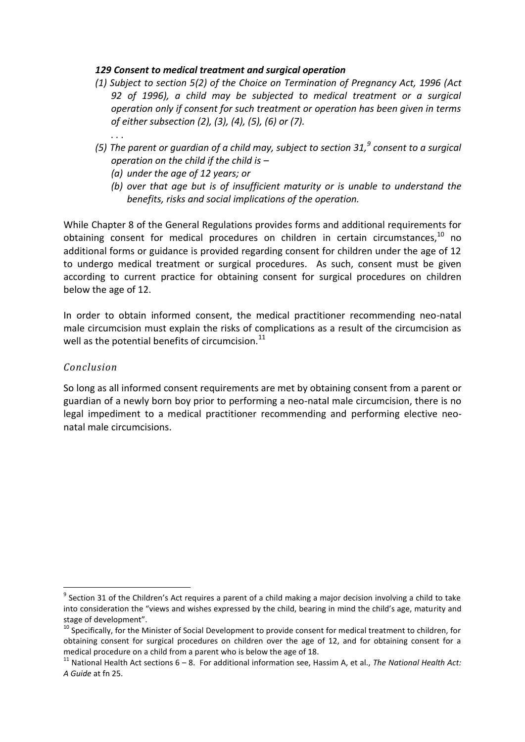***129 Consent to medical treatment and surgical operation***

*(1) Subject to section 5(2) of the Choice on Termination of Pregnancy Act, 1996 (Act 92 of 1996), a child may be subjected to medical treatment or a surgical operation only if consent for such treatment or operation has been given in terms of either subsection (2), (3), (4), (5), (6) or (7).*

*. . .*

*(5) The parent or guardian of a child may, subject to section 31,*[9] *consent to a surgical operation on the child if the child is –*

*(a) under the age of 12 years; or*

*(b) over that age but is of insufficient maturity or is unable to understand the benefits, risks and social implications of the operation.*

While Chapter 8 of the General Regulations provides forms and additional requirements for obtaining consent for medical procedures on children in certain circumstances,[10] no additional forms or guidance is provided regarding consent for children under the age of 12 to undergo medical treatment or surgical procedures. As such, consent must be given according to current practice for obtaining consent for surgical procedures on children below the age of 12.

In order to obtain informed consent, the medical practitioner recommending neo-natal male circumcision must explain the risks of complications as a result of the circumcision as well as the potential benefits of circumcision.[11]

## *Conclusion*

So long as all informed consent requirements are met by obtaining consent from a parent or guardian of a newly born boy prior to performing a neo-natal male circumcision, there is no legal impediment to a medical practitioner recommending and performing elective neo-natal male circumcisions.

---

[9] Section 31 of the Children's Act requires a parent of a child making a major decision involving a child to take into consideration the "views and wishes expressed by the child, bearing in mind the child's age, maturity and stage of development".

[10] Specifically, for the Minister of Social Development to provide consent for medical treatment to children, for obtaining consent for surgical procedures on children over the age of 12, and for obtaining consent for a medical procedure on a child from a parent who is below the age of 18.

[11] National Health Act sections 6 – 8. For additional information see, Hassim A, et al., *The National Health Act: A Guide* at fn 25.